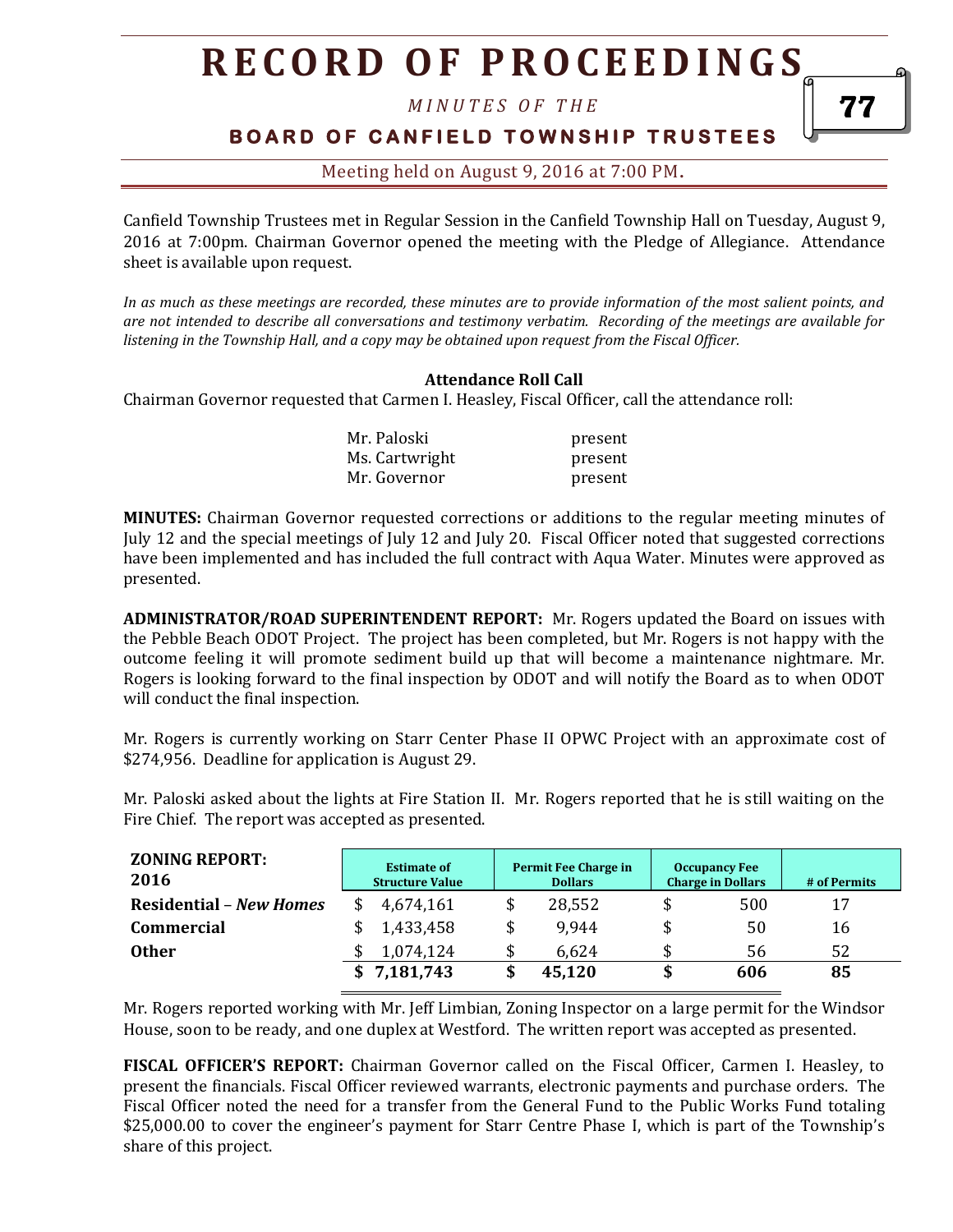# RECORD OF PROCEEDINGS

*MINUTES OF THE*

**BOARD OF CANFIELD TOWNSHIP TRUSTEES**

Meeting held on August 9, 2016 at 7:00 PM.

Canfield Township Trustees met in Regular Session in the Canfield Township Hall on Tuesday, August 9, 2016 at 7:00pm. Chairman Governor opened the meeting with the Pledge of Allegiance. Attendance sheet is available upon request.

*In as much as these meetings are recorded, these minutes are to provide information of the most salient points, and are not intended to describe all conversations and testimony verbatim. Recording of the meetings are available for listening in the Township Hall, and a copy may be obtained upon request from the Fiscal Officer.*

**Attendance Roll Call**

Chairman Governor requested that Carmen I. Heasley, Fiscal Officer, call the attendance roll:

| | |
|---|---|
| Mr. Paloski | present |
| Ms. Cartwright | present |
| Mr. Governor | present |

**MINUTES:** Chairman Governor requested corrections or additions to the regular meeting minutes of July 12 and the special meetings of July 12 and July 20. Fiscal Officer noted that suggested corrections have been implemented and has included the full contract with Aqua Water. Minutes were approved as presented.

**ADMINISTRATOR/ROAD SUPERINTENDENT REPORT:** Mr. Rogers updated the Board on issues with the Pebble Beach ODOT Project. The project has been completed, but Mr. Rogers is not happy with the outcome feeling it will promote sediment build up that will become a maintenance nightmare. Mr. Rogers is looking forward to the final inspection by ODOT and will notify the Board as to when ODOT will conduct the final inspection.

Mr. Rogers is currently working on Starr Center Phase II OPWC Project with an approximate cost of $274,956. Deadline for application is August 29.

Mr. Paloski asked about the lights at Fire Station II. Mr. Rogers reported that he is still waiting on the Fire Chief. The report was accepted as presented.

| **ZONING REPORT: 2016** | Estimate of Structure Value | Permit Fee Charge in Dollars | Occupancy Fee Charge in Dollars | # of Permits |
|---|---|---|---|---|
| **Residential** – ***New Homes*** | $ 4,674,161 | $ 28,552 | $ 500 | 17 |
| **Commercial** | $ 1,433,458 | $ 9,944 | $ 50 | 16 |
| **Other** | $ 1,074,124 | $ 6,624 | $ 56 | 52 |
| | **$ 7,181,743** | **$ 45,120** | **$ 606** | **85** |

Mr. Rogers reported working with Mr. Jeff Limbian, Zoning Inspector on a large permit for the Windsor House, soon to be ready, and one duplex at Westford. The written report was accepted as presented.

**FISCAL OFFICER'S REPORT:** Chairman Governor called on the Fiscal Officer, Carmen I. Heasley, to present the financials. Fiscal Officer reviewed warrants, electronic payments and purchase orders. The Fiscal Officer noted the need for a transfer from the General Fund to the Public Works Fund totaling $25,000.00 to cover the engineer's payment for Starr Centre Phase I, which is part of the Township's share of this project.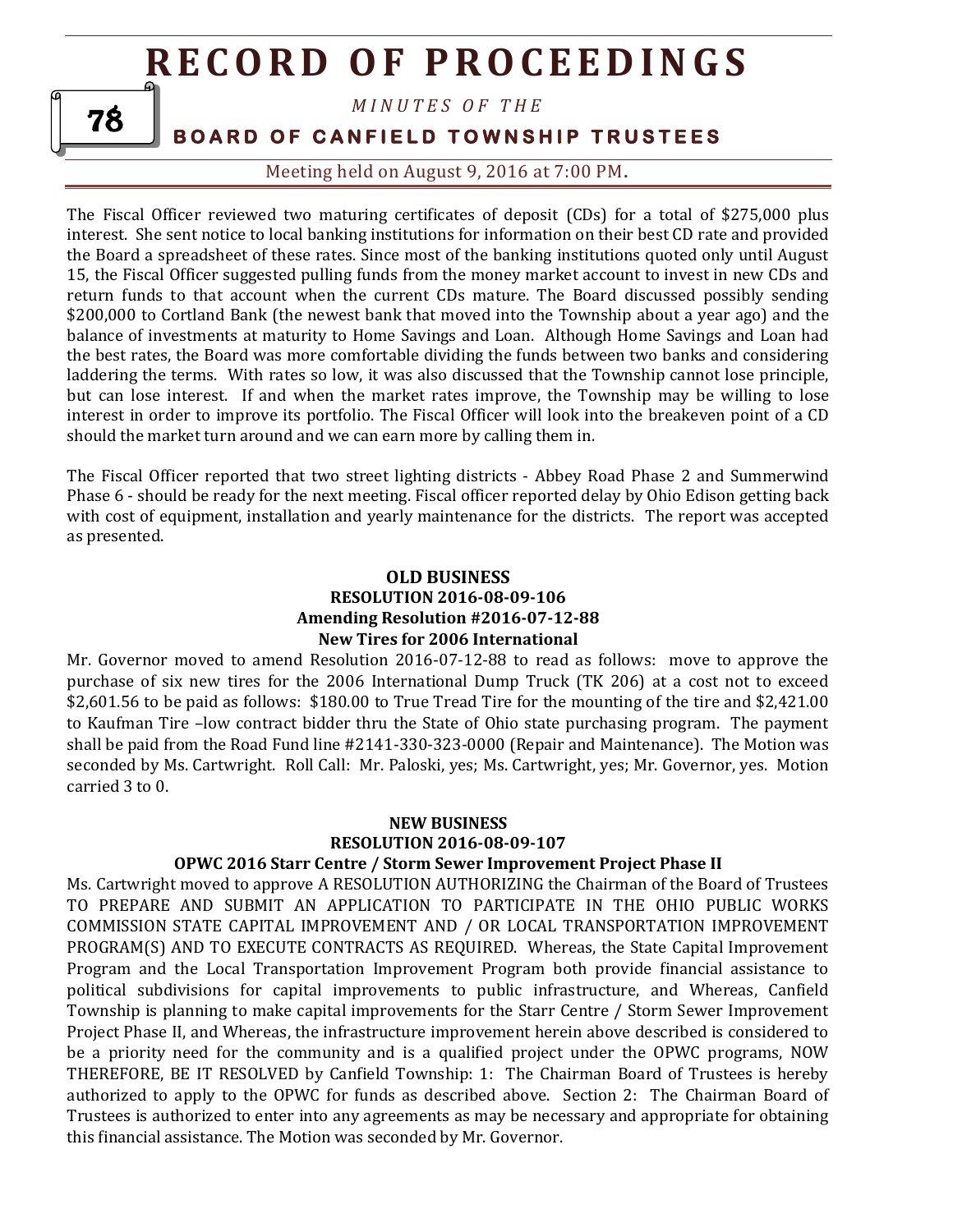The Fiscal Officer reviewed two maturing certificates of deposit (CDs) for a total of $275,000 plus interest. She sent notice to local banking institutions for information on their best CD rate and provided the Board a spreadsheet of these rates. Since most of the banking institutions quoted only until August 15, the Fiscal Officer suggested pulling funds from the money market account to invest in new CDs and return funds to that account when the current CDs mature. The Board discussed possibly sending $200,000 to Cortland Bank (the newest bank that moved into the Township about a year ago) and the balance of investments at maturity to Home Savings and Loan. Although Home Savings and Loan had the best rates, the Board was more comfortable dividing the funds between two banks and considering laddering the terms. With rates so low, it was also discussed that the Township cannot lose principle, but can lose interest. If and when the market rates improve, the Township may be willing to lose interest in order to improve its portfolio. The Fiscal Officer will look into the breakeven point of a CD should the market turn around and we can earn more by calling them in.

The Fiscal Officer reported that two street lighting districts - Abbey Road Phase 2 and Summerwind Phase 6 - should be ready for the next meeting. Fiscal officer reported delay by Ohio Edison getting back with cost of equipment, installation and yearly maintenance for the districts. The report was accepted as presented.

**OLD BUSINESS**
**RESOLUTION 2016-08-09-106**
**Amending Resolution #2016-07-12-88**
**New Tires for 2006 International**

Mr. Governor moved to amend Resolution 2016-07-12-88 to read as follows: move to approve the purchase of six new tires for the 2006 International Dump Truck (TK 206) at a cost not to exceed $2,601.56 to be paid as follows: $180.00 to True Tread Tire for the mounting of the tire and $2,421.00 to Kaufman Tire –low contract bidder thru the State of Ohio state purchasing program. The payment shall be paid from the Road Fund line #2141-330-323-0000 (Repair and Maintenance). The Motion was seconded by Ms. Cartwright. Roll Call: Mr. Paloski, yes; Ms. Cartwright, yes; Mr. Governor, yes. Motion carried 3 to 0.

**NEW BUSINESS**
**RESOLUTION 2016-08-09-107**
**OPWC 2016 Starr Centre / Storm Sewer Improvement Project Phase II**

Ms. Cartwright moved to approve A RESOLUTION AUTHORIZING the Chairman of the Board of Trustees TO PREPARE AND SUBMIT AN APPLICATION TO PARTICIPATE IN THE OHIO PUBLIC WORKS COMMISSION STATE CAPITAL IMPROVEMENT AND / OR LOCAL TRANSPORTATION IMPROVEMENT PROGRAM(S) AND TO EXECUTE CONTRACTS AS REQUIRED. Whereas, the State Capital Improvement Program and the Local Transportation Improvement Program both provide financial assistance to political subdivisions for capital improvements to public infrastructure, and Whereas, Canfield Township is planning to make capital improvements for the Starr Centre / Storm Sewer Improvement Project Phase II, and Whereas, the infrastructure improvement herein above described is considered to be a priority need for the community and is a qualified project under the OPWC programs, NOW THEREFORE, BE IT RESOLVED by Canfield Township: 1: The Chairman Board of Trustees is hereby authorized to apply to the OPWC for funds as described above. Section 2: The Chairman Board of Trustees is authorized to enter into any agreements as may be necessary and appropriate for obtaining this financial assistance. The Motion was seconded by Mr. Governor.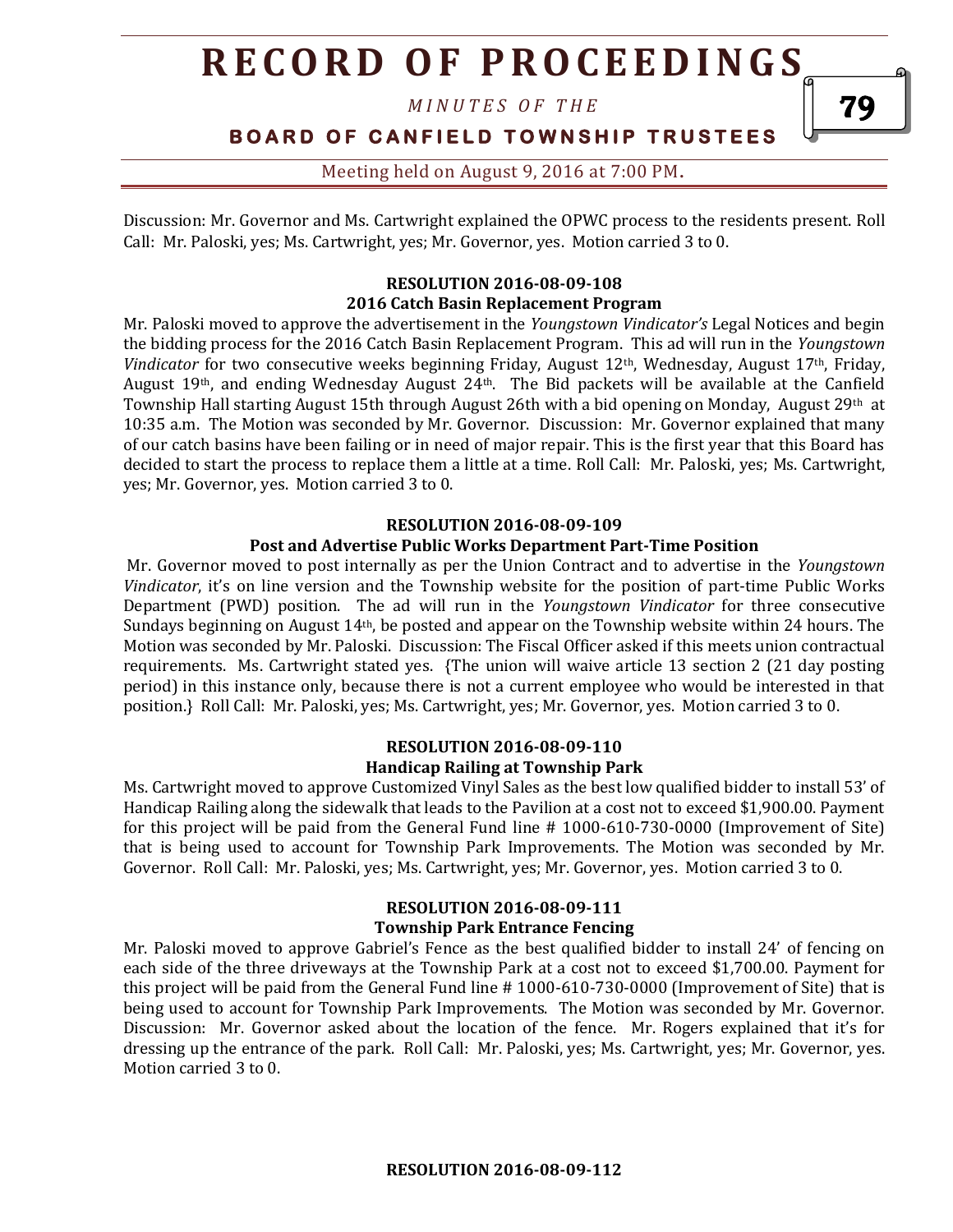Discussion: Mr. Governor and Ms. Cartwright explained the OPWC process to the residents present. Roll Call: Mr. Paloski, yes; Ms. Cartwright, yes; Mr. Governor, yes. Motion carried 3 to 0.

**RESOLUTION 2016-08-09-108**
**2016 Catch Basin Replacement Program**

Mr. Paloski moved to approve the advertisement in the *Youngstown Vindicator's* Legal Notices and begin the bidding process for the 2016 Catch Basin Replacement Program. This ad will run in the *Youngstown Vindicator* for two consecutive weeks beginning Friday, August 12th, Wednesday, August 17th, Friday, August 19th, and ending Wednesday August 24th. The Bid packets will be available at the Canfield Township Hall starting August 15th through August 26th with a bid opening on Monday, August 29th at 10:35 a.m. The Motion was seconded by Mr. Governor. Discussion: Mr. Governor explained that many of our catch basins have been failing or in need of major repair. This is the first year that this Board has decided to start the process to replace them a little at a time. Roll Call: Mr. Paloski, yes; Ms. Cartwright, yes; Mr. Governor, yes. Motion carried 3 to 0.

**RESOLUTION 2016-08-09-109**
**Post and Advertise Public Works Department Part-Time Position**

Mr. Governor moved to post internally as per the Union Contract and to advertise in the *Youngstown Vindicator*, it's on line version and the Township website for the position of part-time Public Works Department (PWD) position. The ad will run in the *Youngstown Vindicator* for three consecutive Sundays beginning on August 14th, be posted and appear on the Township website within 24 hours. The Motion was seconded by Mr. Paloski. Discussion: The Fiscal Officer asked if this meets union contractual requirements. Ms. Cartwright stated yes. {The union will waive article 13 section 2 (21 day posting period) in this instance only, because there is not a current employee who would be interested in that position.} Roll Call: Mr. Paloski, yes; Ms. Cartwright, yes; Mr. Governor, yes. Motion carried 3 to 0.

**RESOLUTION 2016-08-09-110**
**Handicap Railing at Township Park**

Ms. Cartwright moved to approve Customized Vinyl Sales as the best low qualified bidder to install 53' of Handicap Railing along the sidewalk that leads to the Pavilion at a cost not to exceed $1,900.00. Payment for this project will be paid from the General Fund line # 1000-610-730-0000 (Improvement of Site) that is being used to account for Township Park Improvements. The Motion was seconded by Mr. Governor. Roll Call: Mr. Paloski, yes; Ms. Cartwright, yes; Mr. Governor, yes. Motion carried 3 to 0.

**RESOLUTION 2016-08-09-111**
**Township Park Entrance Fencing**

Mr. Paloski moved to approve Gabriel's Fence as the best qualified bidder to install 24' of fencing on each side of the three driveways at the Township Park at a cost not to exceed $1,700.00. Payment for this project will be paid from the General Fund line # 1000-610-730-0000 (Improvement of Site) that is being used to account for Township Park Improvements. The Motion was seconded by Mr. Governor. Discussion: Mr. Governor asked about the location of the fence. Mr. Rogers explained that it's for dressing up the entrance of the park. Roll Call: Mr. Paloski, yes; Ms. Cartwright, yes; Mr. Governor, yes. Motion carried 3 to 0.

**RESOLUTION 2016-08-09-112**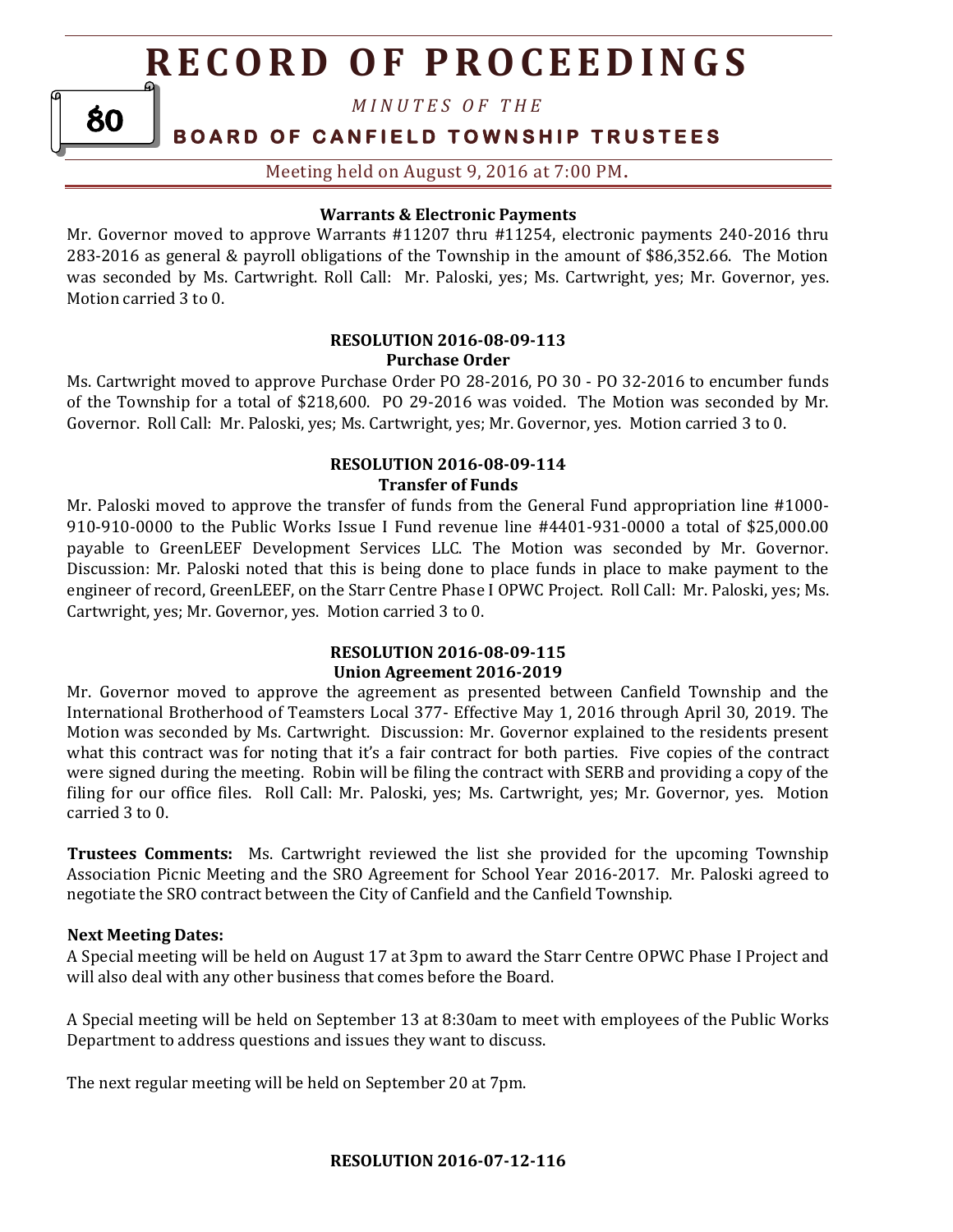#### Warrants & Electronic Payments

Mr. Governor moved to approve Warrants #11207 thru #11254, electronic payments 240-2016 thru 283-2016 as general & payroll obligations of the Township in the amount of $86,352.66. The Motion was seconded by Ms. Cartwright. Roll Call: Mr. Paloski, yes; Ms. Cartwright, yes; Mr. Governor, yes. Motion carried 3 to 0.

#### RESOLUTION 2016-08-09-113
#### Purchase Order

Ms. Cartwright moved to approve Purchase Order PO 28-2016, PO 30 - PO 32-2016 to encumber funds of the Township for a total of $218,600. PO 29-2016 was voided. The Motion was seconded by Mr. Governor. Roll Call: Mr. Paloski, yes; Ms. Cartwright, yes; Mr. Governor, yes. Motion carried 3 to 0.

#### RESOLUTION 2016-08-09-114
#### Transfer of Funds

Mr. Paloski moved to approve the transfer of funds from the General Fund appropriation line #1000-910-910-0000 to the Public Works Issue I Fund revenue line #4401-931-0000 a total of $25,000.00 payable to GreenLEEF Development Services LLC. The Motion was seconded by Mr. Governor. Discussion: Mr. Paloski noted that this is being done to place funds in place to make payment to the engineer of record, GreenLEEF, on the Starr Centre Phase I OPWC Project. Roll Call: Mr. Paloski, yes; Ms. Cartwright, yes; Mr. Governor, yes. Motion carried 3 to 0.

#### RESOLUTION 2016-08-09-115
#### Union Agreement 2016-2019

Mr. Governor moved to approve the agreement as presented between Canfield Township and the International Brotherhood of Teamsters Local 377- Effective May 1, 2016 through April 30, 2019. The Motion was seconded by Ms. Cartwright. Discussion: Mr. Governor explained to the residents present what this contract was for noting that it's a fair contract for both parties. Five copies of the contract were signed during the meeting. Robin will be filing the contract with SERB and providing a copy of the filing for our office files. Roll Call: Mr. Paloski, yes; Ms. Cartwright, yes; Mr. Governor, yes. Motion carried 3 to 0.

**Trustees Comments:** Ms. Cartwright reviewed the list she provided for the upcoming Township Association Picnic Meeting and the SRO Agreement for School Year 2016-2017. Mr. Paloski agreed to negotiate the SRO contract between the City of Canfield and the Canfield Township.

**Next Meeting Dates:**

A Special meeting will be held on August 17 at 3pm to award the Starr Centre OPWC Phase I Project and will also deal with any other business that comes before the Board.

A Special meeting will be held on September 13 at 8:30am to meet with employees of the Public Works Department to address questions and issues they want to discuss.

The next regular meeting will be held on September 20 at 7pm.

#### RESOLUTION 2016-07-12-116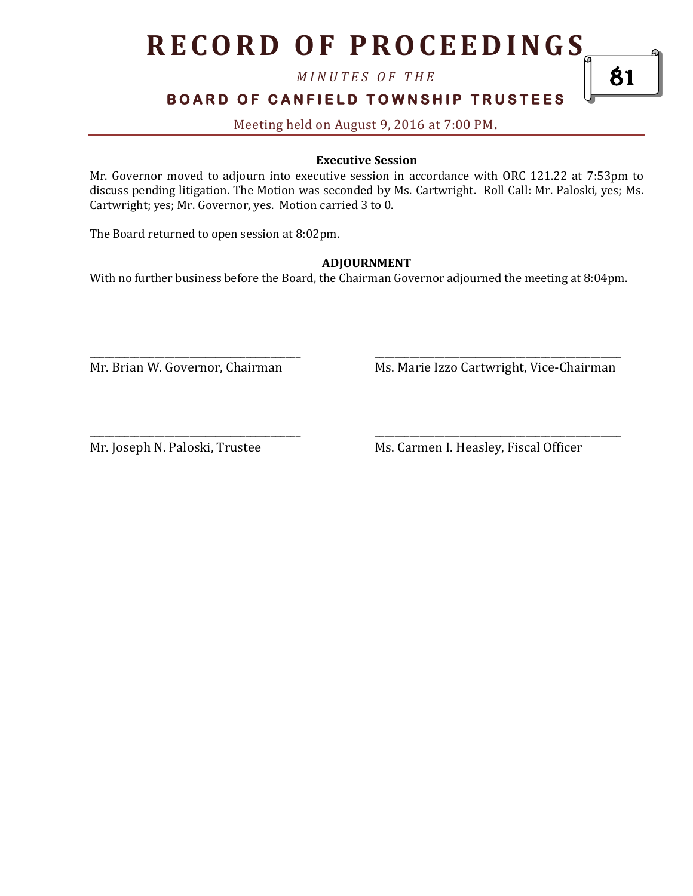#### Executive Session

Mr. Governor moved to adjourn into executive session in accordance with ORC 121.22 at 7:53pm to discuss pending litigation. The Motion was seconded by Ms. Cartwright. Roll Call: Mr. Paloski, yes; Ms. Cartwright; yes; Mr. Governor, yes. Motion carried 3 to 0.

The Board returned to open session at 8:02pm.

#### ADJOURNMENT

With no further business before the Board, the Chairman Governor adjourned the meeting at 8:04pm.

_______________________________________
Mr. Brian W. Governor, Chairman

_______________________________________
Ms. Marie Izzo Cartwright, Vice-Chairman

_______________________________________
Mr. Joseph N. Paloski, Trustee

_______________________________________
Ms. Carmen I. Heasley, Fiscal Officer